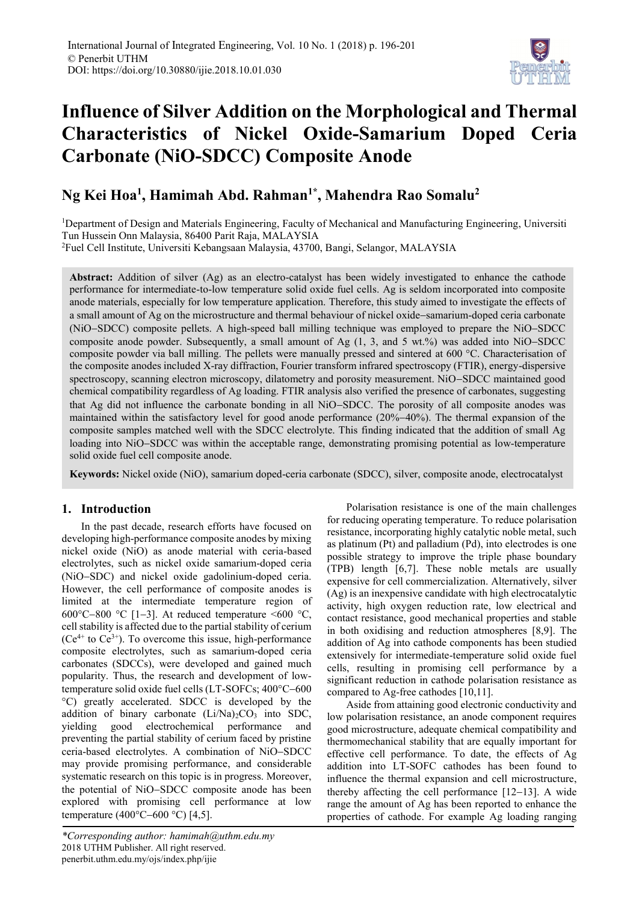# Influence of Silver Addition on the Morphological and Thermal Characteristics of Nickel Oxide-Samarium Doped Ceria Carbonate (NiO-SDCC) Composite Anode

**Ng Kei Hoa[1], Hamimah Abd. Rahman[1*], Mahendra Rao Somalu[2]**

[1]Department of Design and Materials Engineering, Faculty of Mechanical and Manufacturing Engineering, Universiti Tun Hussein Onn Malaysia, 86400 Parit Raja, MALAYSIA

[2]Fuel Cell Institute, Universiti Kebangsaan Malaysia, 43700, Bangi, Selangor, MALAYSIA

**Abstract:** Addition of silver (Ag) as an electro-catalyst has been widely investigated to enhance the cathode performance for intermediate-to-low temperature solid oxide fuel cells. Ag is seldom incorporated into composite anode materials, especially for low temperature application. Therefore, this study aimed to investigate the effects of a small amount of Ag on the microstructure and thermal behaviour of nickel oxide−samarium-doped ceria carbonate (NiO−SDCC) composite pellets. A high-speed ball milling technique was employed to prepare the NiO−SDCC composite anode powder. Subsequently, a small amount of Ag (1, 3, and 5 wt.%) was added into NiO−SDCC composite powder via ball milling. The pellets were manually pressed and sintered at 600 °C. Characterisation of the composite anodes included X-ray diffraction, Fourier transform infrared spectroscopy (FTIR), energy-dispersive spectroscopy, scanning electron microscopy, dilatometry and porosity measurement. NiO−SDCC maintained good chemical compatibility regardless of Ag loading. FTIR analysis also verified the presence of carbonates, suggesting that Ag did not influence the carbonate bonding in all NiO−SDCC. The porosity of all composite anodes was maintained within the satisfactory level for good anode performance (20%−40%). The thermal expansion of the composite samples matched well with the SDCC electrolyte. This finding indicated that the addition of small Ag loading into NiO−SDCC was within the acceptable range, demonstrating promising potential as low-temperature solid oxide fuel cell composite anode.

**Keywords:** Nickel oxide (NiO), samarium doped-ceria carbonate (SDCC), silver, composite anode, electrocatalyst

## 1. Introduction

In the past decade, research efforts have focused on developing high-performance composite anodes by mixing nickel oxide (NiO) as anode material with ceria-based electrolytes, such as nickel oxide samarium-doped ceria (NiO−SDC) and nickel oxide gadolinium-doped ceria. However, the cell performance of composite anodes is limited at the intermediate temperature region of 600°C−800 °C [1−3]. At reduced temperature <600 °C, cell stability is affected due to the partial stability of cerium ($Ce^{4+}$ to $Ce^{3+}$). To overcome this issue, high-performance composite electrolytes, such as samarium-doped ceria carbonates (SDCCs), were developed and gained much popularity. Thus, the research and development of low-temperature solid oxide fuel cells (LT-SOFCs; 400°C−600 °C) greatly accelerated. SDCC is developed by the addition of binary carbonate $(Li/Na)_2CO_3$ into SDC, yielding good electrochemical performance and preventing the partial stability of cerium faced by pristine ceria-based electrolytes. A combination of NiO−SDCC may provide promising performance, and considerable systematic research on this topic is in progress. Moreover, the potential of NiO−SDCC composite anode has been explored with promising cell performance at low temperature (400°C−600 °C) [4,5].

Polarisation resistance is one of the main challenges for reducing operating temperature. To reduce polarisation resistance, incorporating highly catalytic noble metal, such as platinum (Pt) and palladium (Pd), into electrodes is one possible strategy to improve the triple phase boundary (TPB) length [6,7]. These noble metals are usually expensive for cell commercialization. Alternatively, silver (Ag) is an inexpensive candidate with high electrocatalytic activity, high oxygen reduction rate, low electrical and contact resistance, good mechanical properties and stable in both oxidising and reduction atmospheres [8,9]. The addition of Ag into cathode components has been studied extensively for intermediate-temperature solid oxide fuel cells, resulting in promising cell performance by a significant reduction in cathode polarisation resistance as compared to Ag-free cathodes [10,11].

Aside from attaining good electronic conductivity and low polarisation resistance, an anode component requires good microstructure, adequate chemical compatibility and thermomechanical stability that are equally important for effective cell performance. To date, the effects of Ag addition into LT-SOFC cathodes has been found to influence the thermal expansion and cell microstructure, thereby affecting the cell performance [12−13]. A wide range the amount of Ag has been reported to enhance the properties of cathode. For example Ag loading ranging

*Corresponding author: hamimah@uthm.edu.my
2018 UTHM Publisher. All right reserved.
penerbit.uthm.edu.my/ojs/index.php/ijie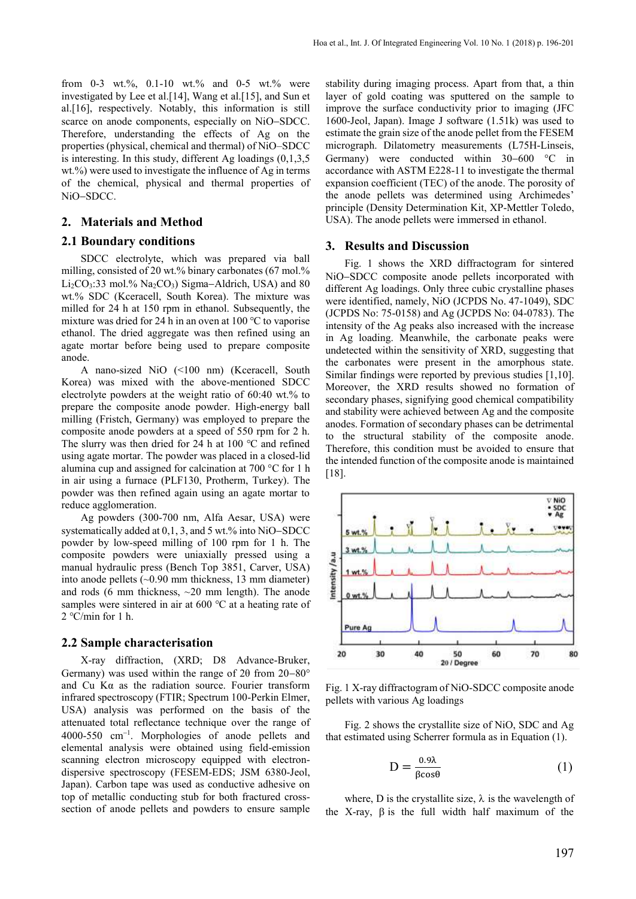from 0-3 wt.%, 0.1-10 wt.% and 0-5 wt.% were investigated by Lee et al.[14], Wang et al.[15], and Sun et al.[16], respectively. Notably, this information is still scarce on anode components, especially on NiO−SDCC. Therefore, understanding the effects of Ag on the properties (physical, chemical and thermal) of NiO–SDCC is interesting. In this study, different Ag loadings (0,1,3,5 wt.%) were used to investigate the influence of Ag in terms of the chemical, physical and thermal properties of NiO−SDCC.

## 2. Materials and Method

### 2.1 Boundary conditions

SDCC electrolyte, which was prepared via ball milling, consisted of 20 wt.% binary carbonates (67 mol.% $Li_2CO_3$:33 mol.% $Na_2CO_3$) Sigma−Aldrich, USA) and 80 wt.% SDC (Kceracell, South Korea). The mixture was milled for 24 h at 150 rpm in ethanol. Subsequently, the mixture was dried for 24 h in an oven at 100 °C to vaporise ethanol. The dried aggregate was then refined using an agate mortar before being used to prepare composite anode.

A nano-sized NiO (<100 nm) (Kceracell, South Korea) was mixed with the above-mentioned SDCC electrolyte powders at the weight ratio of 60:40 wt.% to prepare the composite anode powder. High-energy ball milling (Fristch, Germany) was employed to prepare the composite anode powders at a speed of 550 rpm for 2 h. The slurry was then dried for 24 h at 100 °C and refined using agate mortar. The powder was placed in a closed-lid alumina cup and assigned for calcination at 700 °C for 1 h in air using a furnace (PLF130, Protherm, Turkey). The powder was then refined again using an agate mortar to reduce agglomeration.

Ag powders (300-700 nm, Alfa Aesar, USA) were systematically added at 0,1, 3, and 5 wt.% into NiO−SDCC powder by low-speed milling of 100 rpm for 1 h. The composite powders were uniaxially pressed using a manual hydraulic press (Bench Top 3851, Carver, USA) into anode pellets (~0.90 mm thickness, 13 mm diameter) and rods (6 mm thickness, ~20 mm length). The anode samples were sintered in air at 600 °C at a heating rate of 2 °C/min for 1 h.

### 2.2 Sample characterisation

X-ray diffraction, (XRD; D8 Advance-Bruker, Germany) was used within the range of 2θ from 20−80° and Cu Kα as the radiation source. Fourier transform infrared spectroscopy (FTIR; Spectrum 100-Perkin Elmer, USA) analysis was performed on the basis of the attenuated total reflectance technique over the range of 4000-550 $cm^{-1}$. Morphologies of anode pellets and elemental analysis were obtained using field-emission scanning electron microscopy equipped with electron-dispersive spectroscopy (FESEM-EDS; JSM 6380-Jeol, Japan). Carbon tape was used as conductive adhesive on top of metallic conducting stub for both fractured cross-section of anode pellets and powders to ensure sample stability during imaging process. Apart from that, a thin layer of gold coating was sputtered on the sample to improve the surface conductivity prior to imaging (JFC 1600-Jeol, Japan). Image J software (1.51k) was used to estimate the grain size of the anode pellet from the FESEM micrograph. Dilatometry measurements (L75H-Linseis, Germany) were conducted within 30−600 °C in accordance with ASTM E228-11 to investigate the thermal expansion coefficient (TEC) of the anode. The porosity of the anode pellets was determined using Archimedes' principle (Density Determination Kit, XP-Mettler Toledo, USA). The anode pellets were immersed in ethanol.

## 3. Results and Discussion

Fig. 1 shows the XRD diffractogram for sintered NiO−SDCC composite anode pellets incorporated with different Ag loadings. Only three cubic crystalline phases were identified, namely, NiO (JCPDS No. 47-1049), SDC (JCPDS No: 75-0158) and Ag (JCPDS No: 04-0783). The intensity of the Ag peaks also increased with the increase in Ag loading. Meanwhile, the carbonate peaks were undetected within the sensitivity of XRD, suggesting that the carbonates were present in the amorphous state. Similar findings were reported by previous studies [1,10]. Moreover, the XRD results showed no formation of secondary phases, signifying good chemical compatibility and stability were achieved between Ag and the composite anodes. Formation of secondary phases can be detrimental to the structural stability of the composite anode. Therefore, this condition must be avoided to ensure that the intended function of the composite anode is maintained [18].

Fig. 1 X-ray diffractogram of NiO-SDCC composite anode pellets with various Ag loadings

Fig. 2 shows the crystallite size of NiO, SDC and Ag that estimated using Scherrer formula as in Equation (1).

$$D = \frac{0.9\lambda}{\beta\cos\theta} \qquad (1)$$

where, D is the crystallite size, λ is the wavelength of the X-ray, β is the full width half maximum of the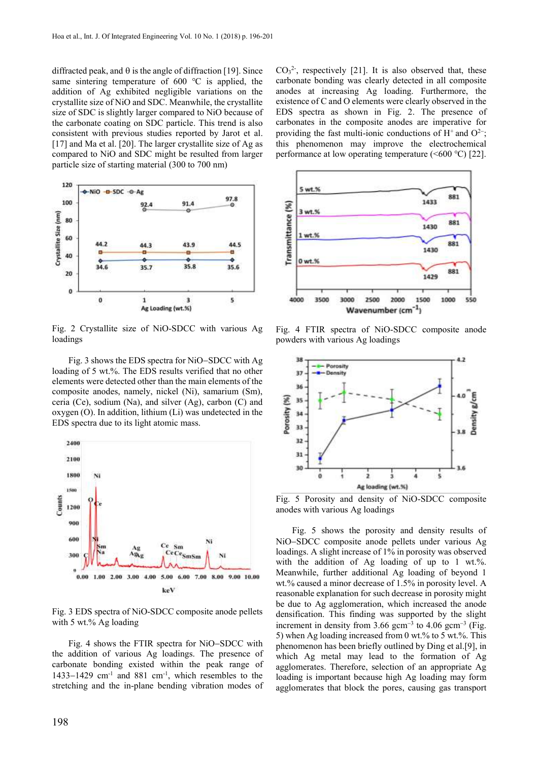diffracted peak, and θ is the angle of diffraction [19]. Since same sintering temperature of 600 °C is applied, the addition of Ag exhibited negligible variations on the crystallite size of NiO and SDC. Meanwhile, the crystallite size of SDC is slightly larger compared to NiO because of the carbonate coating on SDC particle. This trend is also consistent with previous studies reported by Jarot et al. [17] and Ma et al. [20]. The larger crystallite size of Ag as compared to NiO and SDC might be resulted from larger particle size of starting material (300 to 700 nm)

Fig. 2 Crystallite size of NiO-SDCC with various Ag loadings

Fig. 3 shows the EDS spectra for NiO−SDCC with Ag loading of 5 wt.%. The EDS results verified that no other elements were detected other than the main elements of the composite anodes, namely, nickel (Ni), samarium (Sm), ceria (Ce), sodium (Na), and silver (Ag), carbon (C) and oxygen (O). In addition, lithium (Li) was undetected in the EDS spectra due to its light atomic mass.

Fig. 3 EDS spectra of NiO-SDCC composite anode pellets with 5 wt.% Ag loading

Fig. 4 shows the FTIR spectra for NiO−SDCC with the addition of various Ag loadings. The presence of carbonate bonding existed within the peak range of 1433−1429 cm$^{-1}$ and 881 cm$^{-1}$, which resembles to the stretching and the in-plane bending vibration modes of $CO_3^{2-}$, respectively [21]. It is also observed that, these carbonate bonding was clearly detected in all composite anodes at increasing Ag loading. Furthermore, the existence of C and O elements were clearly observed in the EDS spectra as shown in Fig. 2. The presence of carbonates in the composite anodes are imperative for providing the fast multi-ionic conductions of $H^+$ and $O^{2-}$; this phenomenon may improve the electrochemical performance at low operating temperature (<600 °C) [22].

Fig. 4 FTIR spectra of NiO-SDCC composite anode powders with various Ag loadings

Fig. 5 Porosity and density of NiO-SDCC composite anodes with various Ag loadings

Fig. 5 shows the porosity and density results of NiO−SDCC composite anode pellets under various Ag loadings. A slight increase of 1% in porosity was observed with the addition of Ag loading of up to 1 wt.%. Meanwhile, further additional Ag loading of beyond 1 wt.% caused a minor decrease of 1.5% in porosity level. A reasonable explanation for such decrease in porosity might be due to Ag agglomeration, which increased the anode densification. This finding was supported by the slight increment in density from 3.66 gcm$^{-3}$ to 4.06 gcm$^{-3}$ (Fig. 5) when Ag loading increased from 0 wt.% to 5 wt.%. This phenomenon has been briefly outlined by Ding et al.[9], in which Ag metal may lead to the formation of Ag agglomerates. Therefore, selection of an appropriate Ag loading is important because high Ag loading may form agglomerates that block the pores, causing gas transport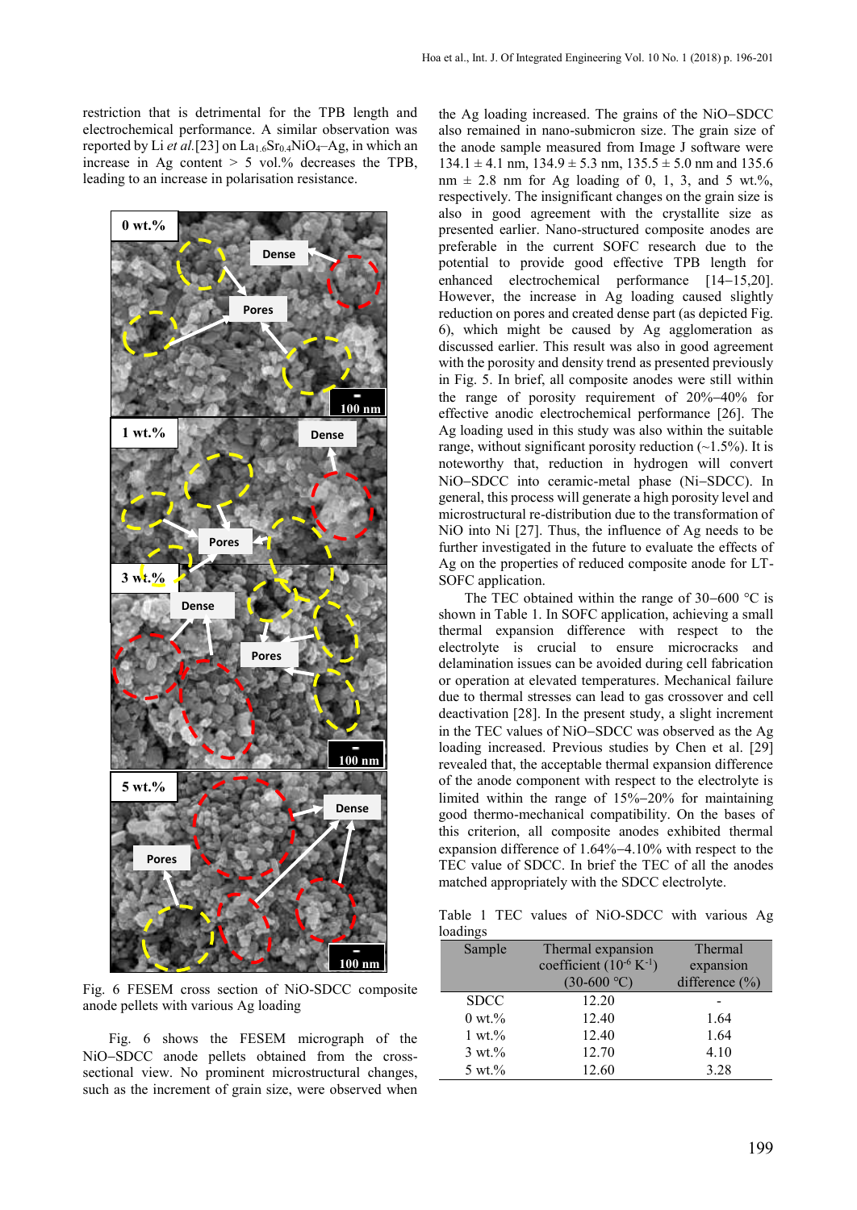restriction that is detrimental for the TPB length and electrochemical performance. A similar observation was reported by Li *et al.*[23] on $La_{1.6}Sr_{0.4}NiO_4$–Ag, in which an increase in Ag content > 5 vol.% decreases the TPB, leading to an increase in polarisation resistance.

Fig. 6 FESEM cross section of NiO-SDCC composite anode pellets with various Ag loading

Fig. 6 shows the FESEM micrograph of the NiO−SDCC anode pellets obtained from the cross-sectional view. No prominent microstructural changes, such as the increment of grain size, were observed when the Ag loading increased. The grains of the NiO−SDCC also remained in nano-submicron size. The grain size of the anode sample measured from Image J software were 134.1 ± 4.1 nm, 134.9 ± 5.3 nm, 135.5 ± 5.0 nm and 135.6 nm ± 2.8 nm for Ag loading of 0, 1, 3, and 5 wt.%, respectively. The insignificant changes on the grain size is also in good agreement with the crystallite size as presented earlier. Nano-structured composite anodes are preferable in the current SOFC research due to the potential to provide good effective TPB length for enhanced electrochemical performance [14−15,20]. However, the increase in Ag loading caused slightly reduction on pores and created dense part (as depicted Fig. 6), which might be caused by Ag agglomeration as discussed earlier. This result was also in good agreement with the porosity and density trend as presented previously in Fig. 5. In brief, all composite anodes were still within the range of porosity requirement of 20%−40% for effective anodic electrochemical performance [26]. The Ag loading used in this study was also within the suitable range, without significant porosity reduction (~1.5%). It is noteworthy that, reduction in hydrogen will convert NiO−SDCC into ceramic-metal phase (Ni−SDCC). In general, this process will generate a high porosity level and microstructural re-distribution due to the transformation of NiO into Ni [27]. Thus, the influence of Ag needs to be further investigated in the future to evaluate the effects of Ag on the properties of reduced composite anode for LT-SOFC application.

The TEC obtained within the range of 30−600 °C is shown in Table 1. In SOFC application, achieving a small thermal expansion difference with respect to the electrolyte is crucial to ensure microcracks and delamination issues can be avoided during cell fabrication or operation at elevated temperatures. Mechanical failure due to thermal stresses can lead to gas crossover and cell deactivation [28]. In the present study, a slight increment in the TEC values of NiO−SDCC was observed as the Ag loading increased. Previous studies by Chen et al. [29] revealed that, the acceptable thermal expansion difference of the anode component with respect to the electrolyte is limited within the range of 15%−20% for maintaining good thermo-mechanical compatibility. On the bases of this criterion, all composite anodes exhibited thermal expansion difference of 1.64%−4.10% with respect to the TEC value of SDCC. In brief the TEC of all the anodes matched appropriately with the SDCC electrolyte.

Table 1 TEC values of NiO-SDCC with various Ag loadings

| Sample | Thermal expansion coefficient ($10^{-6}$ K$^{-1}$) (30-600 °C) | Thermal expansion difference (%) |
|---|---|---|
| SDCC | 12.20 | - |
| 0 wt.% | 12.40 | 1.64 |
| 1 wt.% | 12.40 | 1.64 |
| 3 wt.% | 12.70 | 4.10 |
| 5 wt.% | 12.60 | 3.28 |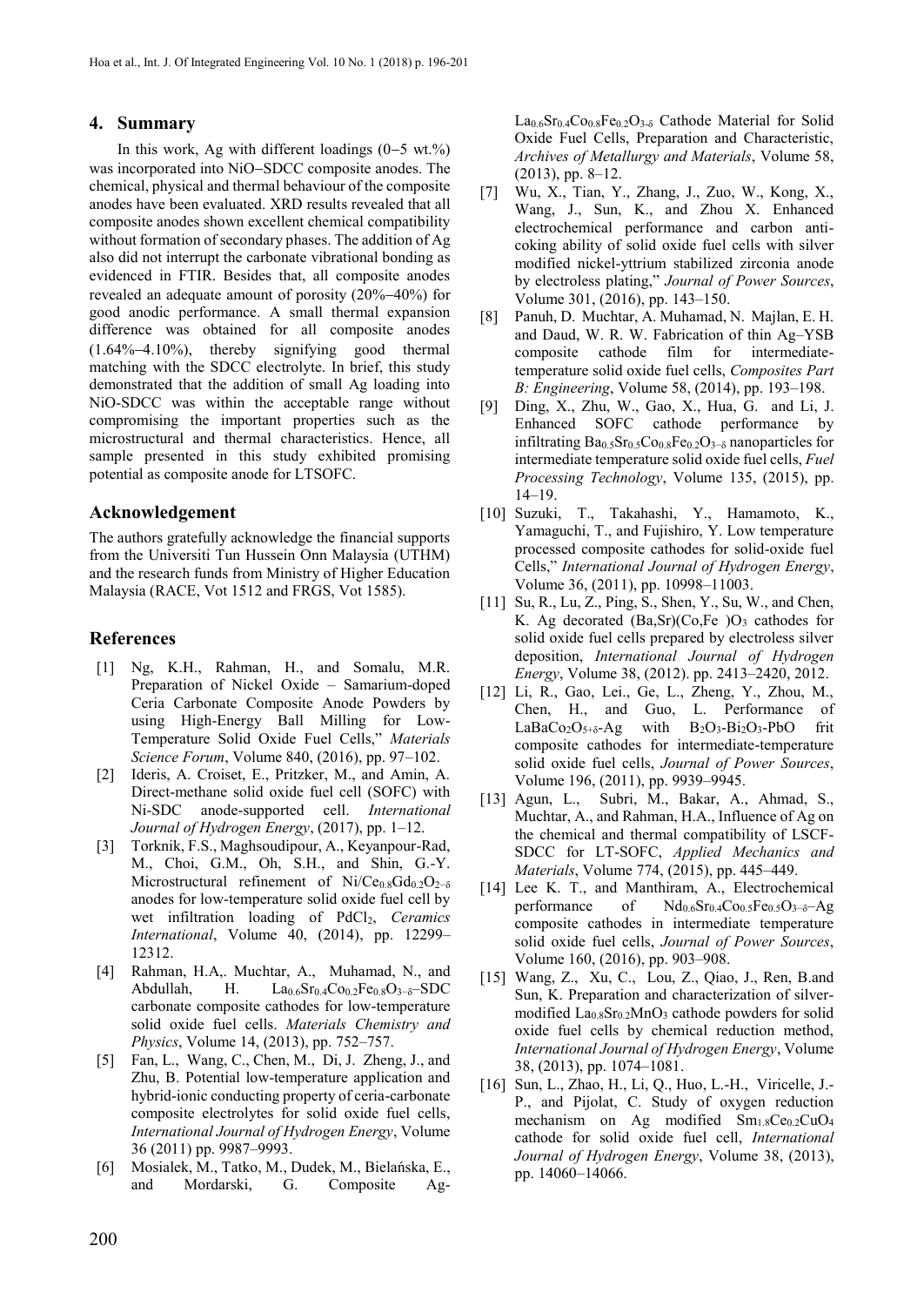## 4. Summary

In this work, Ag with different loadings (0−5 wt.%) was incorporated into NiO−SDCC composite anodes. The chemical, physical and thermal behaviour of the composite anodes have been evaluated. XRD results revealed that all composite anodes shown excellent chemical compatibility without formation of secondary phases. The addition of Ag also did not interrupt the carbonate vibrational bonding as evidenced in FTIR. Besides that, all composite anodes revealed an adequate amount of porosity (20%−40%) for good anodic performance. A small thermal expansion difference was obtained for all composite anodes (1.64%−4.10%), thereby signifying good thermal matching with the SDCC electrolyte. In brief, this study demonstrated that the addition of small Ag loading into NiO-SDCC was within the acceptable range without compromising the important properties such as the microstructural and thermal characteristics. Hence, all sample presented in this study exhibited promising potential as composite anode for LTSOFC.

## Acknowledgement

The authors gratefully acknowledge the financial supports from the Universiti Tun Hussein Onn Malaysia (UTHM) and the research funds from Ministry of Higher Education Malaysia (RACE, Vot 1512 and FRGS, Vot 1585).

## References

[1] Ng, K.H., Rahman, H., and Somalu, M.R. Preparation of Nickel Oxide – Samarium-doped Ceria Carbonate Composite Anode Powders by using High-Energy Ball Milling for Low-Temperature Solid Oxide Fuel Cells," *Materials Science Forum*, Volume 840, (2016), pp. 97–102.

[2] Ideris, A. Croiset, E., Pritzker, M., and Amin, A. Direct-methane solid oxide fuel cell (SOFC) with Ni-SDC anode-supported cell. *International Journal of Hydrogen Energy*, (2017), pp. 1–12.

[3] Torknik, F.S., Maghsoudipour, A., Keyanpour-Rad, M., Choi, G.M., Oh, S.H., and Shin, G.-Y. Microstructural refinement of Ni/$Ce_{0.8}Gd_{0.2}O_{2-\delta}$ anodes for low-temperature solid oxide fuel cell by wet infiltration loading of $PdCl_2$, *Ceramics International*, Volume 40, (2014), pp. 12299–12312.

[4] Rahman, H.A,. Muchtar, A., Muhamad, N., and Abdullah, H. $La_{0.6}Sr_{0.4}Co_{0.2}Fe_{0.8}O_{3-\delta}$–SDC carbonate composite cathodes for low-temperature solid oxide fuel cells. *Materials Chemistry and Physics*, Volume 14, (2013), pp. 752–757.

[5] Fan, L., Wang, C., Chen, M., Di, J. Zheng, J., and Zhu, B. Potential low-temperature application and hybrid-ionic conducting property of ceria-carbonate composite electrolytes for solid oxide fuel cells, *International Journal of Hydrogen Energy*, Volume 36 (2011) pp. 9987–9993.

[6] Mosialek, M., Tatko, M., Dudek, M., Bielańska, E., and Mordarski, G. Composite Ag-$La_{0.6}Sr_{0.4}Co_{0.8}Fe_{0.2}O_{3-\delta}$ Cathode Material for Solid Oxide Fuel Cells, Preparation and Characteristic, *Archives of Metallurgy and Materials*, Volume 58, (2013), pp. 8–12.

[7] Wu, X., Tian, Y., Zhang, J., Zuo, W., Kong, X., Wang, J., Sun, K., and Zhou X. Enhanced electrochemical performance and carbon anti-coking ability of solid oxide fuel cells with silver modified nickel-yttrium stabilized zirconia anode by electroless plating," *Journal of Power Sources*, Volume 301, (2016), pp. 143–150.

[8] Panuh, D. Muchtar, A. Muhamad, N. Majlan, E. H. and Daud, W. R. W. Fabrication of thin Ag–YSB composite cathode film for intermediate-temperature solid oxide fuel cells, *Composites Part B: Engineering*, Volume 58, (2014), pp. 193–198.

[9] Ding, X., Zhu, W., Gao, X., Hua, G. and Li, J. Enhanced SOFC cathode performance by infiltrating $Ba_{0.5}Sr_{0.5}Co_{0.8}Fe_{0.2}O_{3-\delta}$ nanoparticles for intermediate temperature solid oxide fuel cells, *Fuel Processing Technology*, Volume 135, (2015), pp. 14–19.

[10] Suzuki, T., Takahashi, Y., Hamamoto, K., Yamaguchi, T., and Fujishiro, Y. Low temperature processed composite cathodes for solid-oxide fuel Cells," *International Journal of Hydrogen Energy*, Volume 36, (2011), pp. 10998–11003.

[11] Su, R., Lu, Z., Ping, S., Shen, Y., Su, W., and Chen, K. Ag decorated (Ba,Sr)(Co,Fe )$O_3$ cathodes for solid oxide fuel cells prepared by electroless silver deposition, *International Journal of Hydrogen Energy*, Volume 38, (2012). pp. 2413–2420, 2012.

[12] Li, R., Gao, Lei., Ge, L., Zheng, Y., Zhou, M., Chen, H., and Guo, L. Performance of $LaBaCo_2O_{5+\delta}$-Ag with $B_2O_3$-$Bi_2O_3$-PbO frit composite cathodes for intermediate-temperature solid oxide fuel cells, *Journal of Power Sources*, Volume 196, (2011), pp. 9939–9945.

[13] Agun, L., Subri, M., Bakar, A., Ahmad, S., Muchtar, A., and Rahman, H.A., Influence of Ag on the chemical and thermal compatibility of LSCF-SDCC for LT-SOFC, *Applied Mechanics and Materials*, Volume 774, (2015), pp. 445–449.

[14] Lee K. T., and Manthiram, A., Electrochemical performance of $Nd_{0.6}Sr_{0.4}Co_{0.5}Fe_{0.5}O_{3-\delta}$–Ag composite cathodes in intermediate temperature solid oxide fuel cells, *Journal of Power Sources*, Volume 160, (2016), pp. 903–908.

[15] Wang, Z., Xu, C., Lou, Z., Qiao, J., Ren, B.and Sun, K. Preparation and characterization of silver-modified $La_{0.8}Sr_{0.2}MnO_3$ cathode powders for solid oxide fuel cells by chemical reduction method, *International Journal of Hydrogen Energy*, Volume 38, (2013), pp. 1074–1081.

[16] Sun, L., Zhao, H., Li, Q., Huo, L.-H., Viricelle, J.-P., and Pijolat, C. Study of oxygen reduction mechanism on Ag modified $Sm_{1.8}Ce_{0.2}CuO_4$ cathode for solid oxide fuel cell, *International Journal of Hydrogen Energy*, Volume 38, (2013), pp. 14060–14066.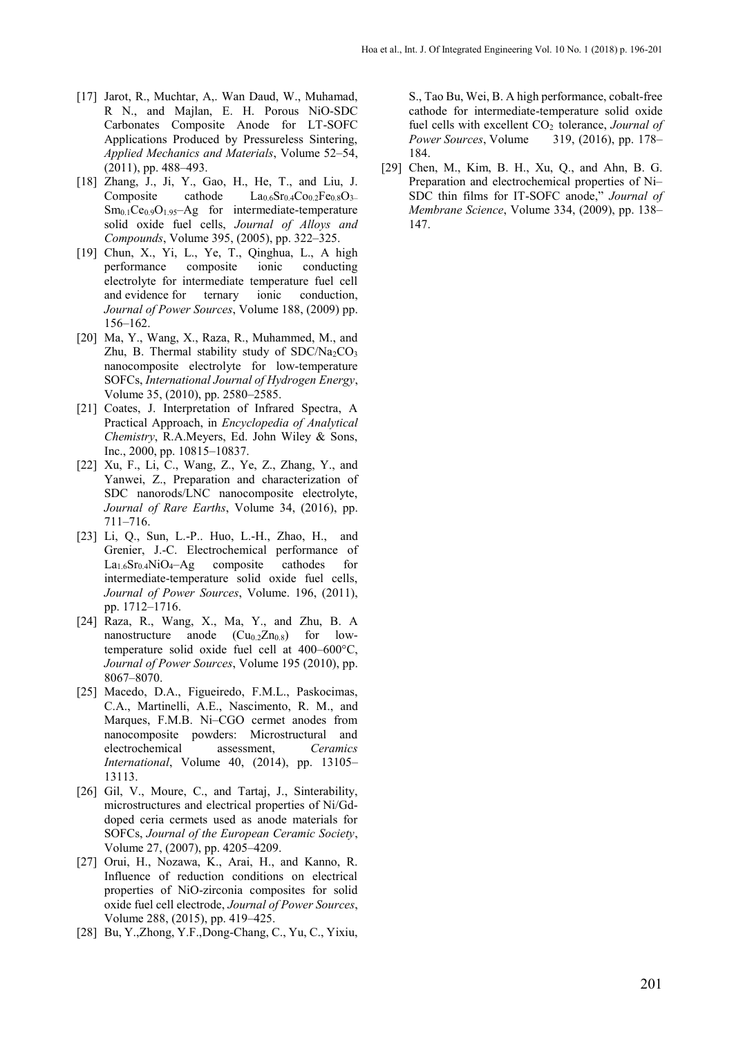[17] Jarot, R., Muchtar, A,. Wan Daud, W., Muhamad, R N., and Majlan, E. H. Porous NiO-SDC Carbonates Composite Anode for LT-SOFC Applications Produced by Pressureless Sintering, *Applied Mechanics and Materials*, Volume 52–54, (2011), pp. 488–493.

[18] Zhang, J., Ji, Y., Gao, H., He, T., and Liu, J. Composite cathode $La_{0.6}Sr_{0.4}Co_{0.2}Fe_{0.8}O_{3-}$ $Sm_{0.1}Ce_{0.9}O_{1.95}$–Ag for intermediate-temperature solid oxide fuel cells, *Journal of Alloys and Compounds*, Volume 395, (2005), pp. 322–325.

[19] Chun, X., Yi, L., Ye, T., Qinghua, L., A high performance composite ionic conducting electrolyte for intermediate temperature fuel cell and evidence for ternary ionic conduction, *Journal of Power Sources*, Volume 188, (2009) pp. 156–162.

[20] Ma, Y., Wang, X., Raza, R., Muhammed, M., and Zhu, B. Thermal stability study of SDC/$Na_2CO_3$ nanocomposite electrolyte for low-temperature SOFCs, *International Journal of Hydrogen Energy*, Volume 35, (2010), pp. 2580–2585.

[21] Coates, J. Interpretation of Infrared Spectra, A Practical Approach, in *Encyclopedia of Analytical Chemistry*, R.A.Meyers, Ed. John Wiley & Sons, Inc., 2000, pp. 10815–10837.

[22] Xu, F., Li, C., Wang, Z., Ye, Z., Zhang, Y., and Yanwei, Z., Preparation and characterization of SDC nanorods/LNC nanocomposite electrolyte, *Journal of Rare Earths*, Volume 34, (2016), pp. 711–716.

[23] Li, Q., Sun, L.-P.. Huo, L.-H., Zhao, H., and Grenier, J.-C. Electrochemical performance of $La_{1.6}Sr_{0.4}NiO_4$–Ag composite cathodes for intermediate-temperature solid oxide fuel cells, *Journal of Power Sources*, Volume. 196, (2011), pp. 1712–1716.

[24] Raza, R., Wang, X., Ma, Y., and Zhu, B. A nanostructure anode ($Cu_{0.2}Zn_{0.8}$) for low-temperature solid oxide fuel cell at 400–600°C, *Journal of Power Sources*, Volume 195 (2010), pp. 8067–8070.

[25] Macedo, D.A., Figueiredo, F.M.L., Paskocimas, C.A., Martinelli, A.E., Nascimento, R. M., and Marques, F.M.B. Ni–CGO cermet anodes from nanocomposite powders: Microstructural and electrochemical assessment, *Ceramics International*, Volume 40, (2014), pp. 13105–13113.

[26] Gil, V., Moure, C., and Tartaj, J., Sinterability, microstructures and electrical properties of Ni/Gd-doped ceria cermets used as anode materials for SOFCs, *Journal of the European Ceramic Society*, Volume 27, (2007), pp. 4205–4209.

[27] Orui, H., Nozawa, K., Arai, H., and Kanno, R. Influence of reduction conditions on electrical properties of NiO-zirconia composites for solid oxide fuel cell electrode, *Journal of Power Sources*, Volume 288, (2015), pp. 419–425.

[28] Bu, Y.,Zhong, Y.F.,Dong-Chang, C., Yu, C., Yixiu, S., Tao Bu, Wei, B. A high performance, cobalt-free cathode for intermediate-temperature solid oxide fuel cells with excellent $CO_2$ tolerance, *Journal of Power Sources*, Volume 319, (2016), pp. 178–184.

[29] Chen, M., Kim, B. H., Xu, Q., and Ahn, B. G. Preparation and electrochemical properties of Ni–SDC thin films for IT-SOFC anode," *Journal of Membrane Science*, Volume 334, (2009), pp. 138–147.